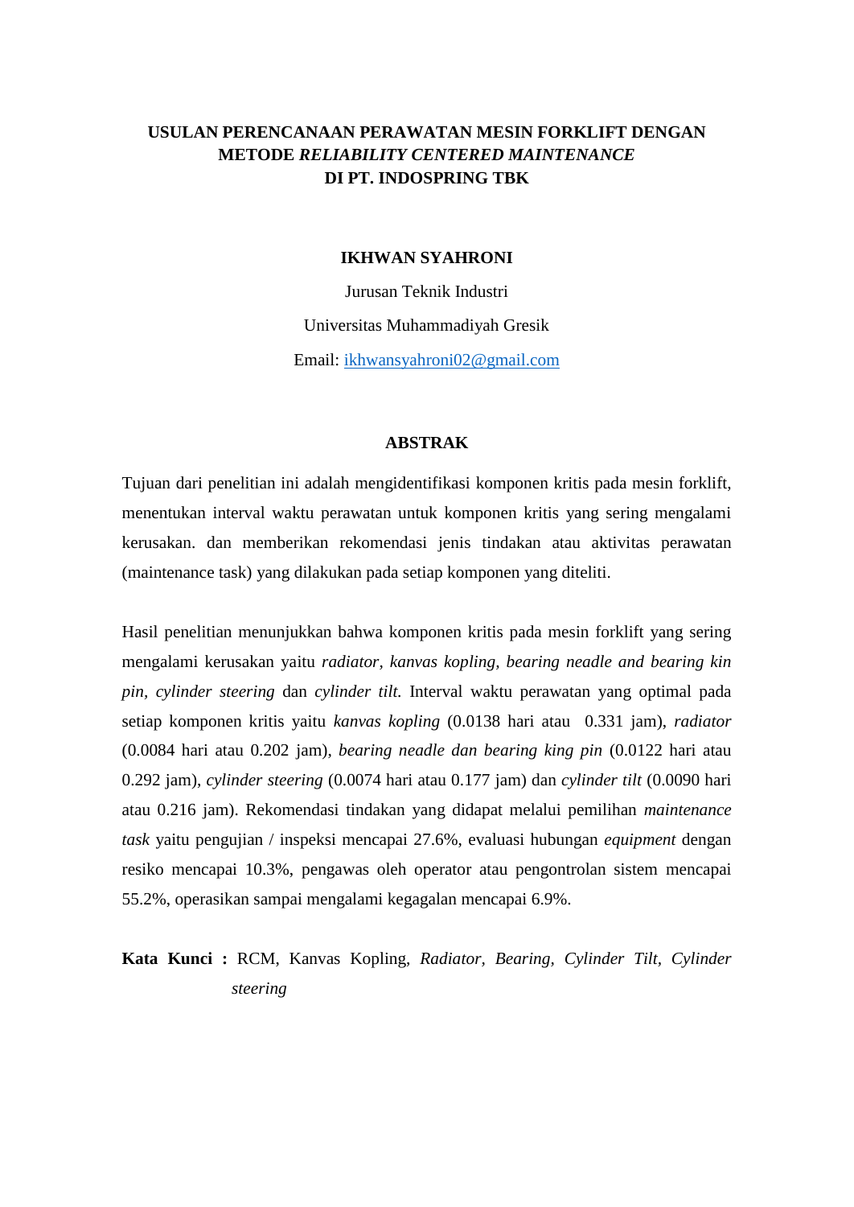# USULAN PERENCANAAN PERAWATAN MESIN FORKLIFT DENGAN METODE *RELIABILITY CENTERED MAINTENANCE* DI PT. INDOSPRING TBK

**IKHWAN SYAHRONI**

Jurusan Teknik Industri

Universitas Muhammadiyah Gresik

Email: ikhwansyahroni02@gmail.com

## ABSTRAK

Tujuan dari penelitian ini adalah mengidentifikasi komponen kritis pada mesin forklift, menentukan interval waktu perawatan untuk komponen kritis yang sering mengalami kerusakan. dan memberikan rekomendasi jenis tindakan atau aktivitas perawatan (maintenance task) yang dilakukan pada setiap komponen yang diteliti.

Hasil penelitian menunjukkan bahwa komponen kritis pada mesin forklift yang sering mengalami kerusakan yaitu *radiator, kanvas kopling, bearing neadle and bearing kin pin, cylinder steering* dan *cylinder tilt.* Interval waktu perawatan yang optimal pada setiap komponen kritis yaitu *kanvas kopling* (0.0138 hari atau 0.331 jam), *radiator* (0.0084 hari atau 0.202 jam), *bearing neadle dan bearing king pin* (0.0122 hari atau 0.292 jam), *cylinder steering* (0.0074 hari atau 0.177 jam) dan *cylinder tilt* (0.0090 hari atau 0.216 jam). Rekomendasi tindakan yang didapat melalui pemilihan *maintenance task* yaitu pengujian / inspeksi mencapai 27.6%, evaluasi hubungan *equipment* dengan resiko mencapai 10.3%, pengawas oleh operator atau pengontrolan sistem mencapai 55.2%, operasikan sampai mengalami kegagalan mencapai 6.9%.

**Kata Kunci :** RCM, Kanvas Kopling, *Radiator*, *Bearing*, *Cylinder Tilt*, *Cylinder steering*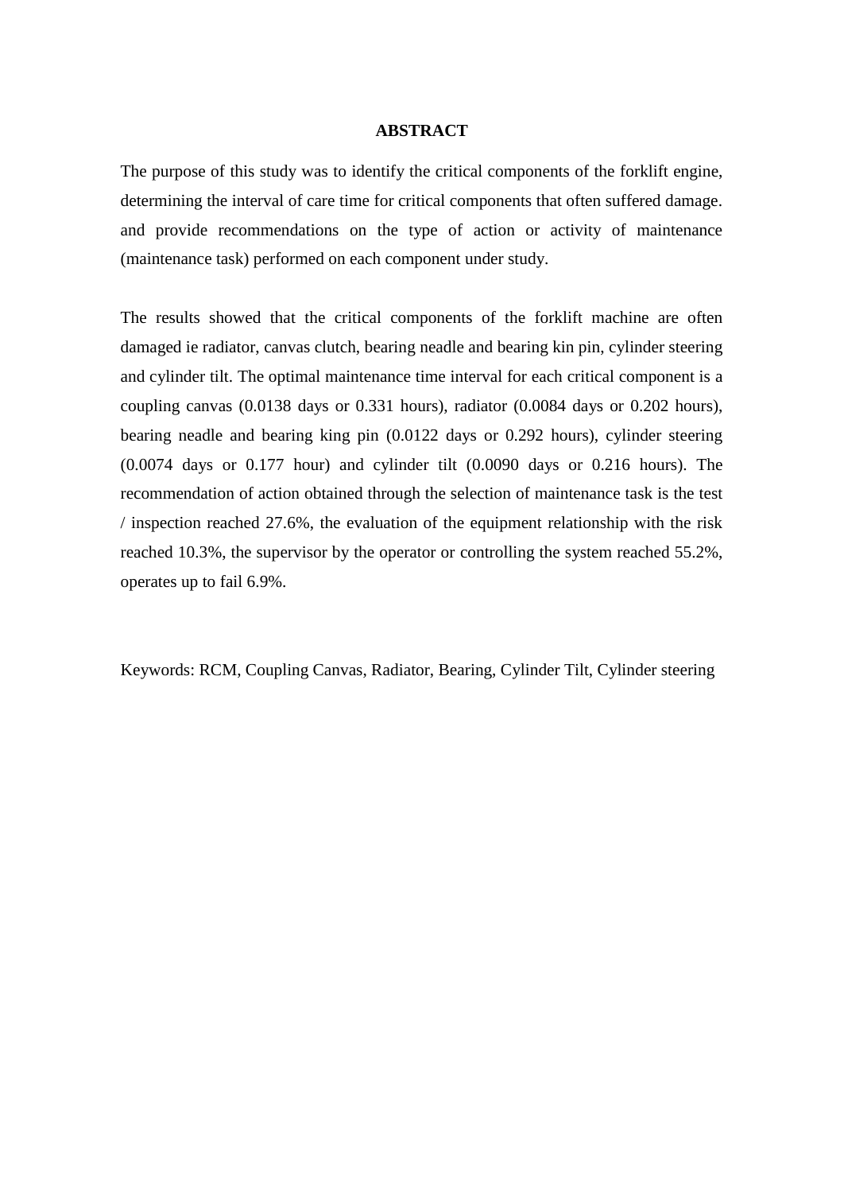**ABSTRACT**

The purpose of this study was to identify the critical components of the forklift engine, determining the interval of care time for critical components that often suffered damage. and provide recommendations on the type of action or activity of maintenance (maintenance task) performed on each component under study.

The results showed that the critical components of the forklift machine are often damaged ie radiator, canvas clutch, bearing neadle and bearing kin pin, cylinder steering and cylinder tilt. The optimal maintenance time interval for each critical component is a coupling canvas (0.0138 days or 0.331 hours), radiator (0.0084 days or 0.202 hours), bearing neadle and bearing king pin (0.0122 days or 0.292 hours), cylinder steering (0.0074 days or 0.177 hour) and cylinder tilt (0.0090 days or 0.216 hours). The recommendation of action obtained through the selection of maintenance task is the test / inspection reached 27.6%, the evaluation of the equipment relationship with the risk reached 10.3%, the supervisor by the operator or controlling the system reached 55.2%, operates up to fail 6.9%.

Keywords: RCM, Coupling Canvas, Radiator, Bearing, Cylinder Tilt, Cylinder steering